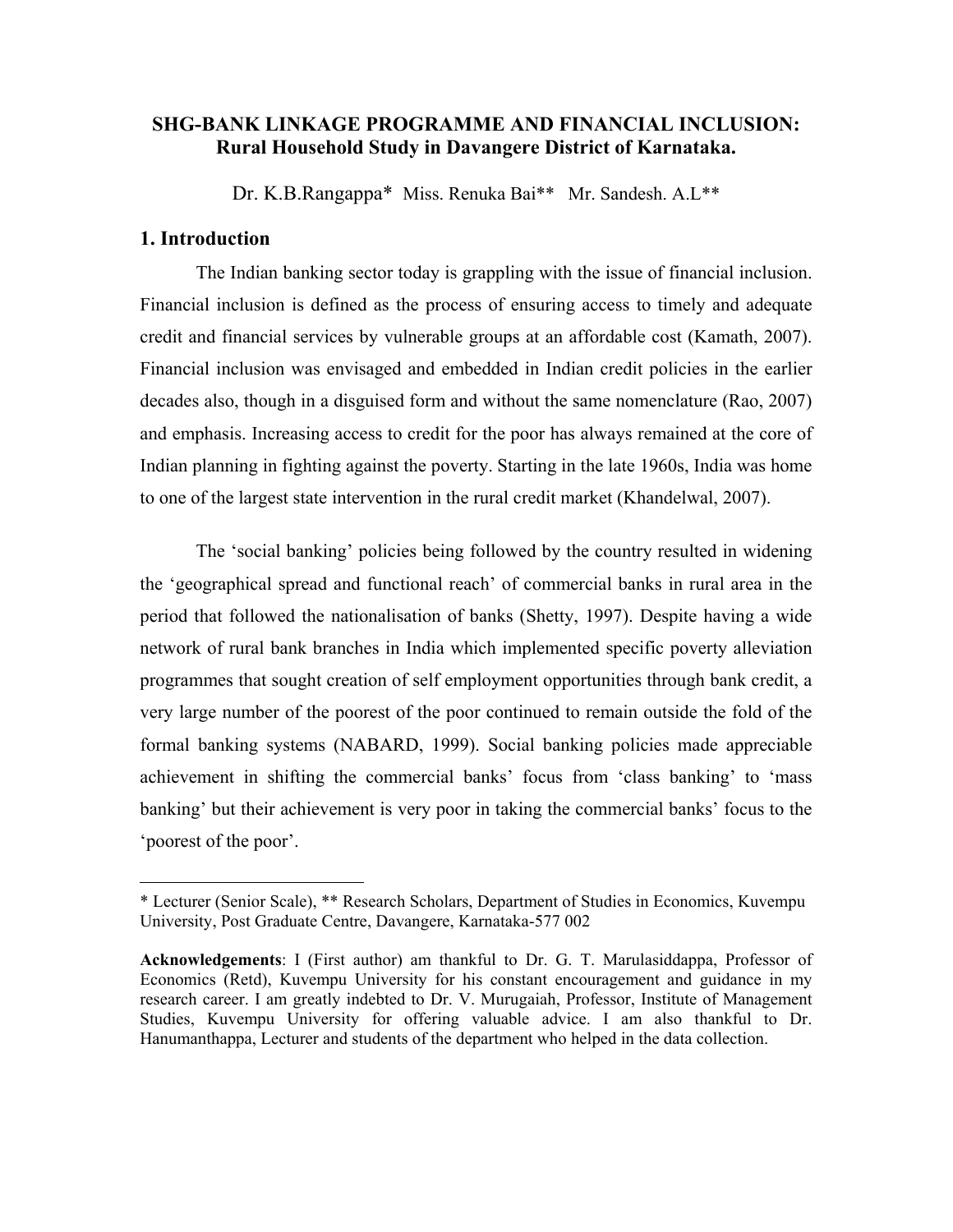# SHG-BANK LINKAGE PROGRAMME AND FINANCIAL INCLUSION: Rural Household Study in Davangere District of Karnataka.

Dr. K.B.Rangappa* Miss. Renuka Bai** Mr. Sandesh. A.L**

## 1. Introduction

The Indian banking sector today is grappling with the issue of financial inclusion. Financial inclusion is defined as the process of ensuring access to timely and adequate credit and financial services by vulnerable groups at an affordable cost (Kamath, 2007). Financial inclusion was envisaged and embedded in Indian credit policies in the earlier decades also, though in a disguised form and without the same nomenclature (Rao, 2007) and emphasis. Increasing access to credit for the poor has always remained at the core of Indian planning in fighting against the poverty. Starting in the late 1960s, India was home to one of the largest state intervention in the rural credit market (Khandelwal, 2007).

The 'social banking' policies being followed by the country resulted in widening the 'geographical spread and functional reach' of commercial banks in rural area in the period that followed the nationalisation of banks (Shetty, 1997). Despite having a wide network of rural bank branches in India which implemented specific poverty alleviation programmes that sought creation of self employment opportunities through bank credit, a very large number of the poorest of the poor continued to remain outside the fold of the formal banking systems (NABARD, 1999). Social banking policies made appreciable achievement in shifting the commercial banks' focus from 'class banking' to 'mass banking' but their achievement is very poor in taking the commercial banks' focus to the 'poorest of the poor'.

---

* Lecturer (Senior Scale), ** Research Scholars, Department of Studies in Economics, Kuvempu University, Post Graduate Centre, Davangere, Karnataka-577 002

**Acknowledgements**: I (First author) am thankful to Dr. G. T. Marulasiddappa, Professor of Economics (Retd), Kuvempu University for his constant encouragement and guidance in my research career. I am greatly indebted to Dr. V. Murugaiah, Professor, Institute of Management Studies, Kuvempu University for offering valuable advice. I am also thankful to Dr. Hanumanthappa, Lecturer and students of the department who helped in the data collection.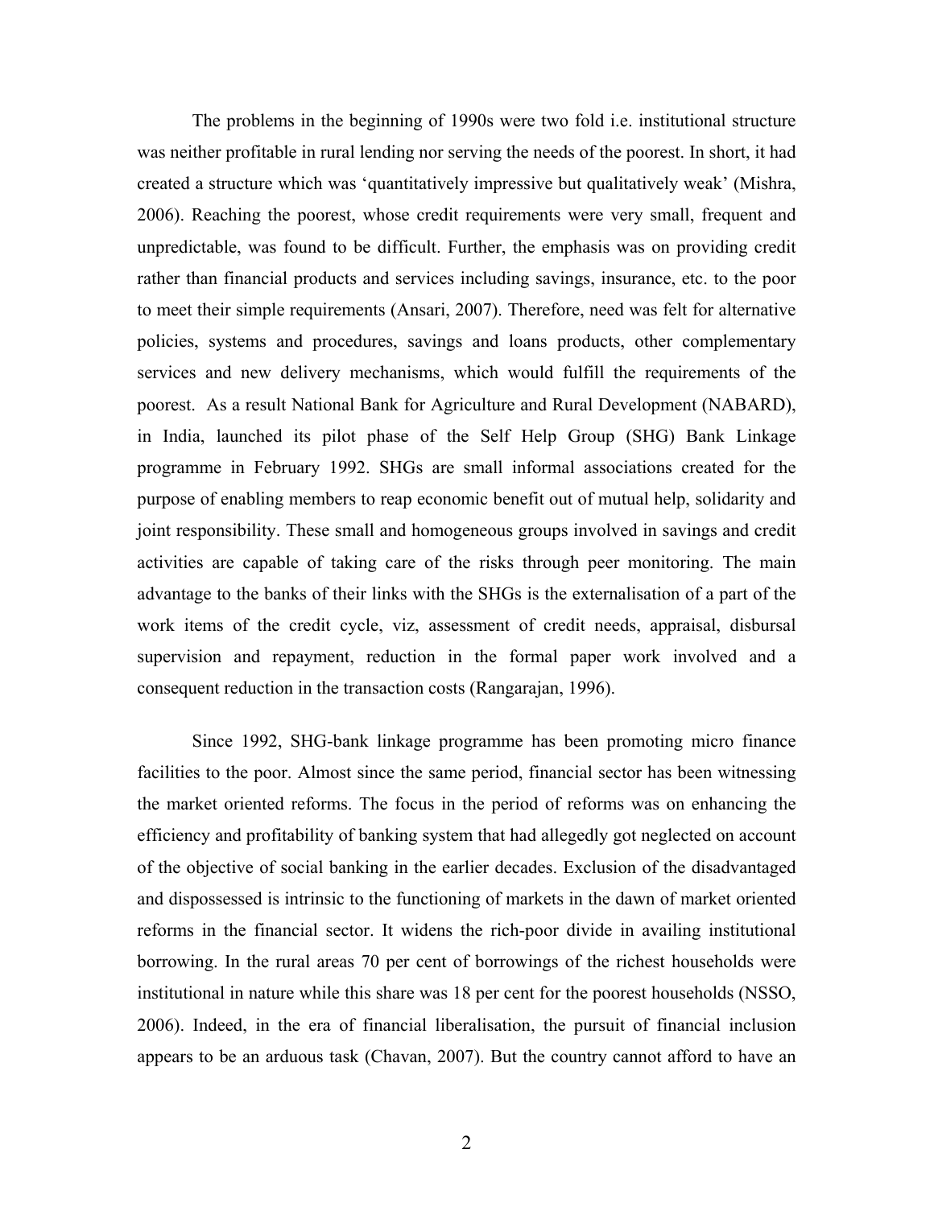The problems in the beginning of 1990s were two fold i.e. institutional structure was neither profitable in rural lending nor serving the needs of the poorest. In short, it had created a structure which was 'quantitatively impressive but qualitatively weak' (Mishra, 2006). Reaching the poorest, whose credit requirements were very small, frequent and unpredictable, was found to be difficult. Further, the emphasis was on providing credit rather than financial products and services including savings, insurance, etc. to the poor to meet their simple requirements (Ansari, 2007). Therefore, need was felt for alternative policies, systems and procedures, savings and loans products, other complementary services and new delivery mechanisms, which would fulfill the requirements of the poorest. As a result National Bank for Agriculture and Rural Development (NABARD), in India, launched its pilot phase of the Self Help Group (SHG) Bank Linkage programme in February 1992. SHGs are small informal associations created for the purpose of enabling members to reap economic benefit out of mutual help, solidarity and joint responsibility. These small and homogeneous groups involved in savings and credit activities are capable of taking care of the risks through peer monitoring. The main advantage to the banks of their links with the SHGs is the externalisation of a part of the work items of the credit cycle, viz, assessment of credit needs, appraisal, disbursal supervision and repayment, reduction in the formal paper work involved and a consequent reduction in the transaction costs (Rangarajan, 1996).

Since 1992, SHG-bank linkage programme has been promoting micro finance facilities to the poor. Almost since the same period, financial sector has been witnessing the market oriented reforms. The focus in the period of reforms was on enhancing the efficiency and profitability of banking system that had allegedly got neglected on account of the objective of social banking in the earlier decades. Exclusion of the disadvantaged and dispossessed is intrinsic to the functioning of markets in the dawn of market oriented reforms in the financial sector. It widens the rich-poor divide in availing institutional borrowing. In the rural areas 70 per cent of borrowings of the richest households were institutional in nature while this share was 18 per cent for the poorest households (NSSO, 2006). Indeed, in the era of financial liberalisation, the pursuit of financial inclusion appears to be an arduous task (Chavan, 2007). But the country cannot afford to have an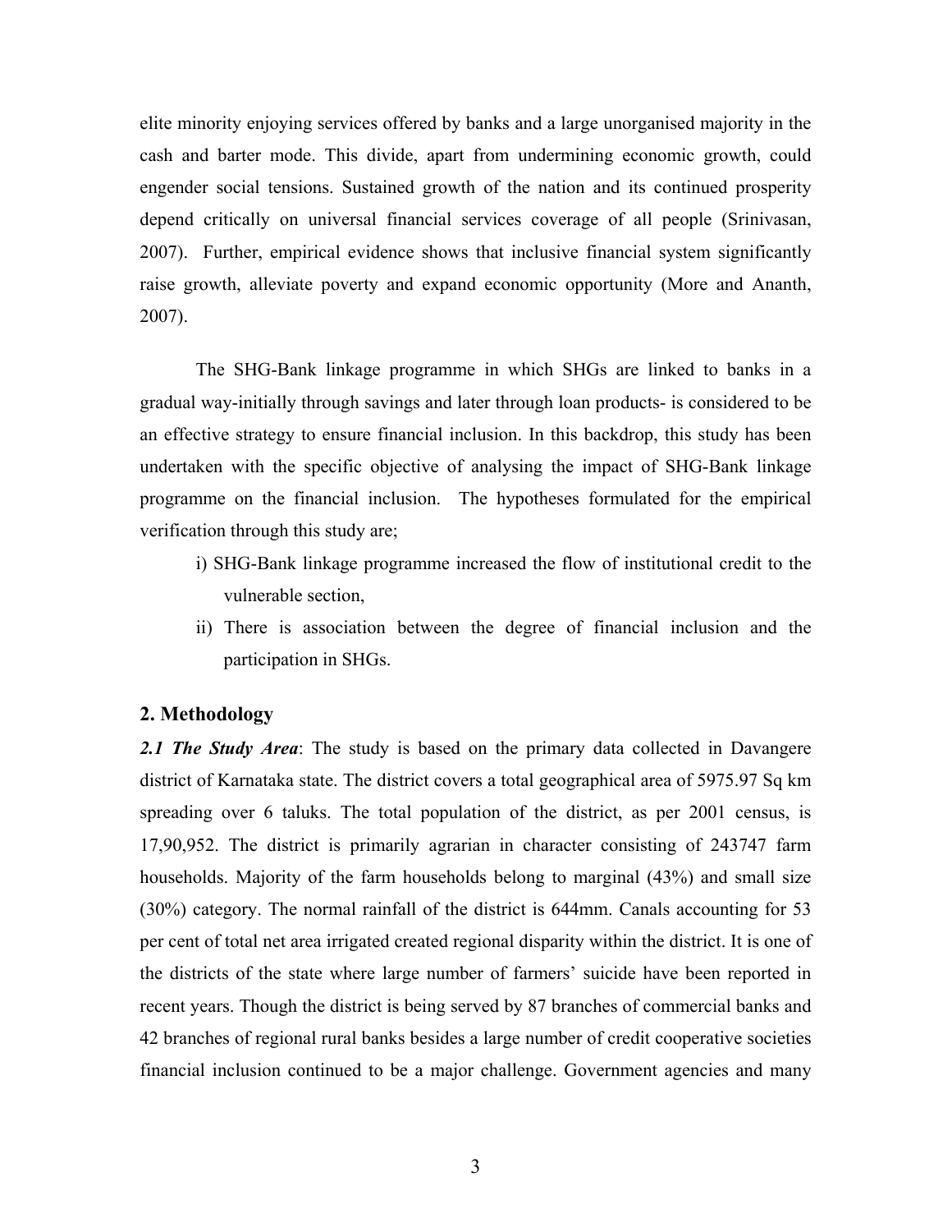elite minority enjoying services offered by banks and a large unorganised majority in the cash and barter mode. This divide, apart from undermining economic growth, could engender social tensions. Sustained growth of the nation and its continued prosperity depend critically on universal financial services coverage of all people (Srinivasan, 2007). Further, empirical evidence shows that inclusive financial system significantly raise growth, alleviate poverty and expand economic opportunity (More and Ananth, 2007).

The SHG-Bank linkage programme in which SHGs are linked to banks in a gradual way-initially through savings and later through loan products- is considered to be an effective strategy to ensure financial inclusion. In this backdrop, this study has been undertaken with the specific objective of analysing the impact of SHG-Bank linkage programme on the financial inclusion. The hypotheses formulated for the empirical verification through this study are;

i) SHG-Bank linkage programme increased the flow of institutional credit to the vulnerable section,

ii) There is association between the degree of financial inclusion and the participation in SHGs.

## 2. Methodology

***2.1 The Study Area***: The study is based on the primary data collected in Davangere district of Karnataka state. The district covers a total geographical area of 5975.97 Sq km spreading over 6 taluks. The total population of the district, as per 2001 census, is 17,90,952. The district is primarily agrarian in character consisting of 243747 farm households. Majority of the farm households belong to marginal (43%) and small size (30%) category. The normal rainfall of the district is 644mm. Canals accounting for 53 per cent of total net area irrigated created regional disparity within the district. It is one of the districts of the state where large number of farmers' suicide have been reported in recent years. Though the district is being served by 87 branches of commercial banks and 42 branches of regional rural banks besides a large number of credit cooperative societies financial inclusion continued to be a major challenge. Government agencies and many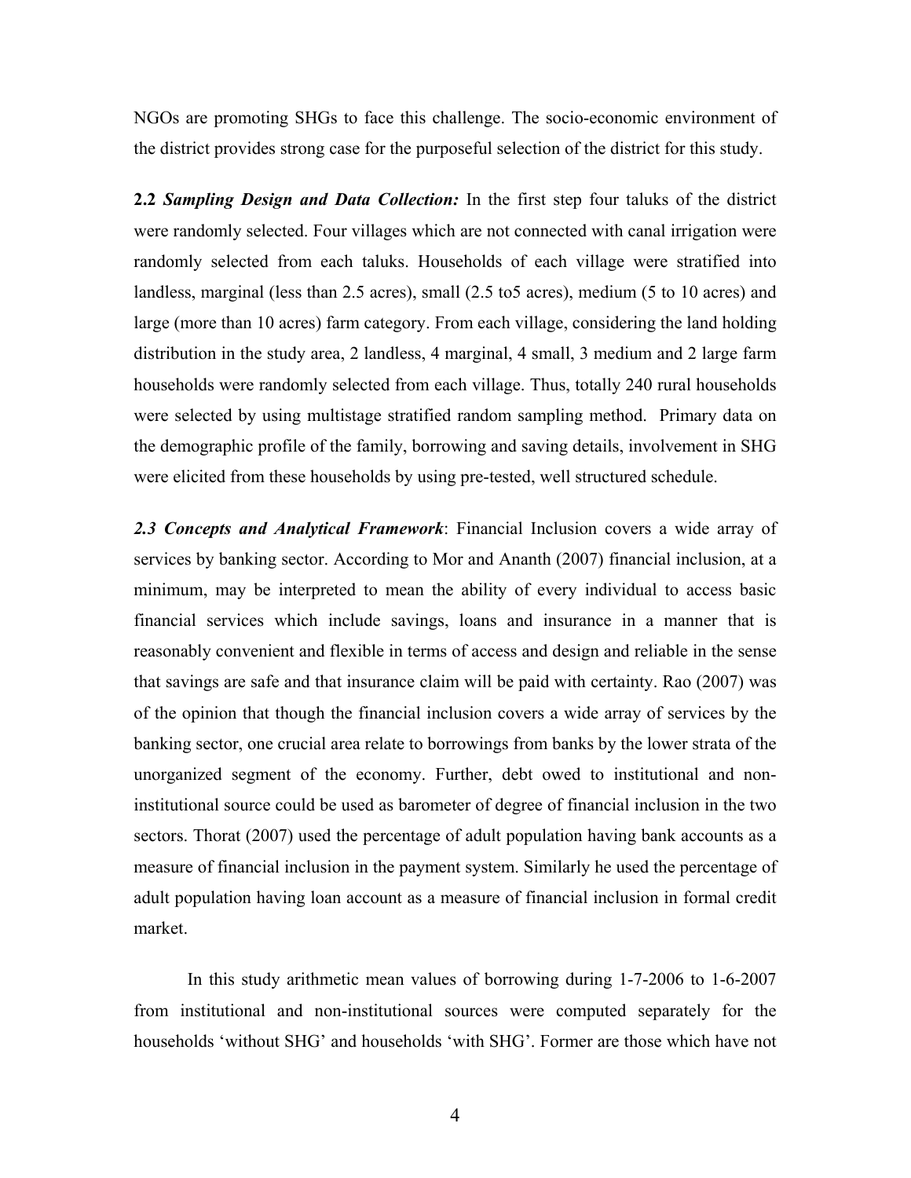NGOs are promoting SHGs to face this challenge. The socio-economic environment of the district provides strong case for the purposeful selection of the district for this study.

**2.2 *Sampling Design and Data Collection:*** In the first step four taluks of the district were randomly selected. Four villages which are not connected with canal irrigation were randomly selected from each taluks. Households of each village were stratified into landless, marginal (less than 2.5 acres), small (2.5 to5 acres), medium (5 to 10 acres) and large (more than 10 acres) farm category. From each village, considering the land holding distribution in the study area, 2 landless, 4 marginal, 4 small, 3 medium and 2 large farm households were randomly selected from each village. Thus, totally 240 rural households were selected by using multistage stratified random sampling method. Primary data on the demographic profile of the family, borrowing and saving details, involvement in SHG were elicited from these households by using pre-tested, well structured schedule.

***2.3 Concepts and Analytical Framework***: Financial Inclusion covers a wide array of services by banking sector. According to Mor and Ananth (2007) financial inclusion, at a minimum, may be interpreted to mean the ability of every individual to access basic financial services which include savings, loans and insurance in a manner that is reasonably convenient and flexible in terms of access and design and reliable in the sense that savings are safe and that insurance claim will be paid with certainty. Rao (2007) was of the opinion that though the financial inclusion covers a wide array of services by the banking sector, one crucial area relate to borrowings from banks by the lower strata of the unorganized segment of the economy. Further, debt owed to institutional and non-institutional source could be used as barometer of degree of financial inclusion in the two sectors. Thorat (2007) used the percentage of adult population having bank accounts as a measure of financial inclusion in the payment system. Similarly he used the percentage of adult population having loan account as a measure of financial inclusion in formal credit market.

In this study arithmetic mean values of borrowing during 1-7-2006 to 1-6-2007 from institutional and non-institutional sources were computed separately for the households 'without SHG' and households 'with SHG'. Former are those which have not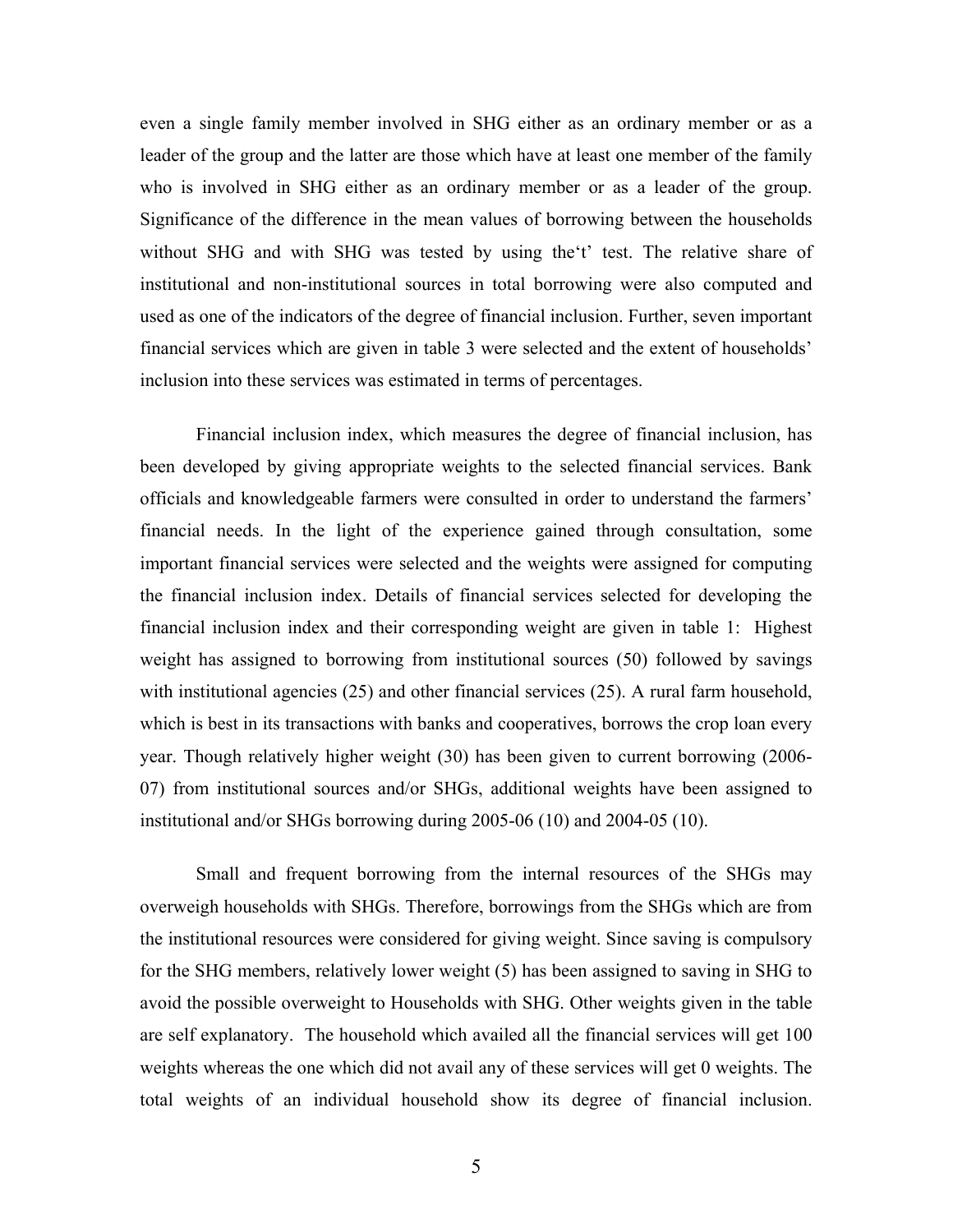even a single family member involved in SHG either as an ordinary member or as a leader of the group and the latter are those which have at least one member of the family who is involved in SHG either as an ordinary member or as a leader of the group. Significance of the difference in the mean values of borrowing between the households without SHG and with SHG was tested by using the't' test. The relative share of institutional and non-institutional sources in total borrowing were also computed and used as one of the indicators of the degree of financial inclusion. Further, seven important financial services which are given in table 3 were selected and the extent of households' inclusion into these services was estimated in terms of percentages.

Financial inclusion index, which measures the degree of financial inclusion, has been developed by giving appropriate weights to the selected financial services. Bank officials and knowledgeable farmers were consulted in order to understand the farmers' financial needs. In the light of the experience gained through consultation, some important financial services were selected and the weights were assigned for computing the financial inclusion index. Details of financial services selected for developing the financial inclusion index and their corresponding weight are given in table 1: Highest weight has assigned to borrowing from institutional sources (50) followed by savings with institutional agencies (25) and other financial services (25). A rural farm household, which is best in its transactions with banks and cooperatives, borrows the crop loan every year. Though relatively higher weight (30) has been given to current borrowing (2006-07) from institutional sources and/or SHGs, additional weights have been assigned to institutional and/or SHGs borrowing during 2005-06 (10) and 2004-05 (10).

Small and frequent borrowing from the internal resources of the SHGs may overweigh households with SHGs. Therefore, borrowings from the SHGs which are from the institutional resources were considered for giving weight. Since saving is compulsory for the SHG members, relatively lower weight (5) has been assigned to saving in SHG to avoid the possible overweight to Households with SHG. Other weights given in the table are self explanatory. The household which availed all the financial services will get 100 weights whereas the one which did not avail any of these services will get 0 weights. The total weights of an individual household show its degree of financial inclusion.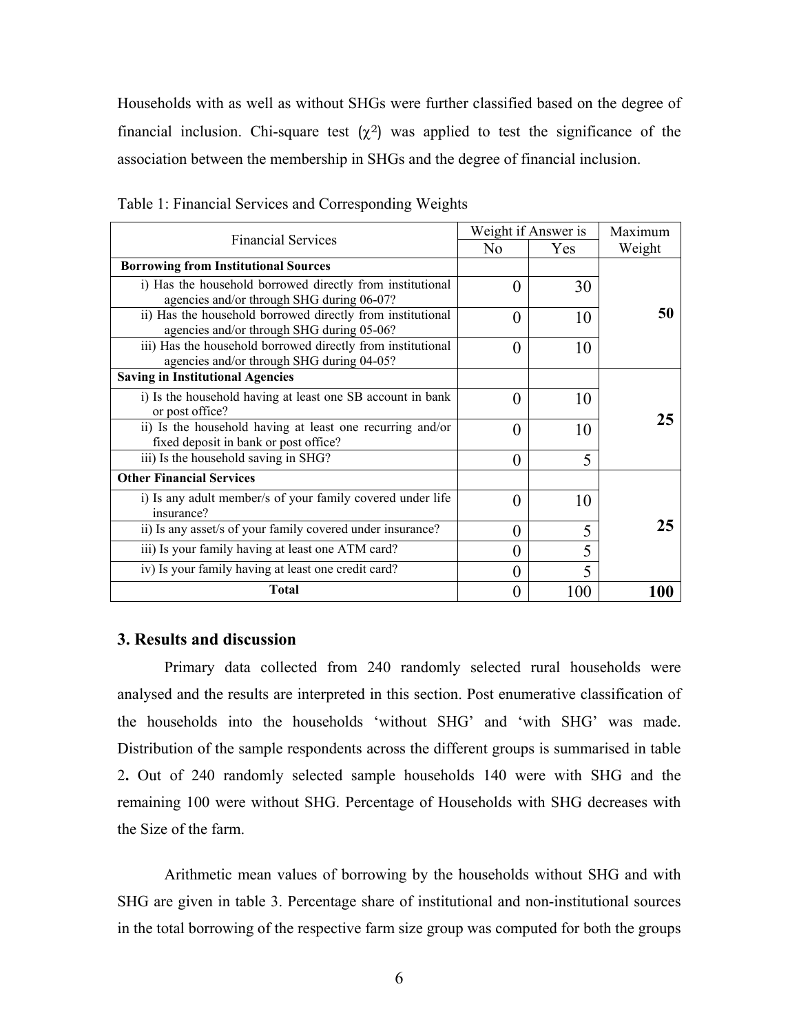Households with as well as without SHGs were further classified based on the degree of financial inclusion. Chi-square test ($\chi^2$) was applied to test the significance of the association between the membership in SHGs and the degree of financial inclusion.

Table 1: Financial Services and Corresponding Weights

| Financial Services | Weight if Answer is | | Maximum Weight |
|---|---|---|---|
| | No | Yes | |
| **Borrowing from Institutional Sources** | | | **50** |
| i) Has the household borrowed directly from institutional agencies and/or through SHG during 06-07? | 0 | 30 | |
| ii) Has the household borrowed directly from institutional agencies and/or through SHG during 05-06? | 0 | 10 | |
| iii) Has the household borrowed directly from institutional agencies and/or through SHG during 04-05? | 0 | 10 | |
| **Saving in Institutional Agencies** | | | **25** |
| i) Is the household having at least one SB account in bank or post office? | 0 | 10 | |
| ii) Is the household having at least one recurring and/or fixed deposit in bank or post office? | 0 | 10 | |
| iii) Is the household saving in SHG? | 0 | 5 | |
| **Other Financial Services** | | | **25** |
| i) Is any adult member/s of your family covered under life insurance? | 0 | 10 | |
| ii) Is any asset/s of your family covered under insurance? | 0 | 5 | |
| iii) Is your family having at least one ATM card? | 0 | 5 | |
| iv) Is your family having at least one credit card? | 0 | 5 | |
| **Total** | 0 | 100 | **100** |

## 3. Results and discussion

Primary data collected from 240 randomly selected rural households were analysed and the results are interpreted in this section. Post enumerative classification of the households into the households 'without SHG' and 'with SHG' was made. Distribution of the sample respondents across the different groups is summarised in table 2**.** Out of 240 randomly selected sample households 140 were with SHG and the remaining 100 were without SHG. Percentage of Households with SHG decreases with the Size of the farm.

Arithmetic mean values of borrowing by the households without SHG and with SHG are given in table 3. Percentage share of institutional and non-institutional sources in the total borrowing of the respective farm size group was computed for both the groups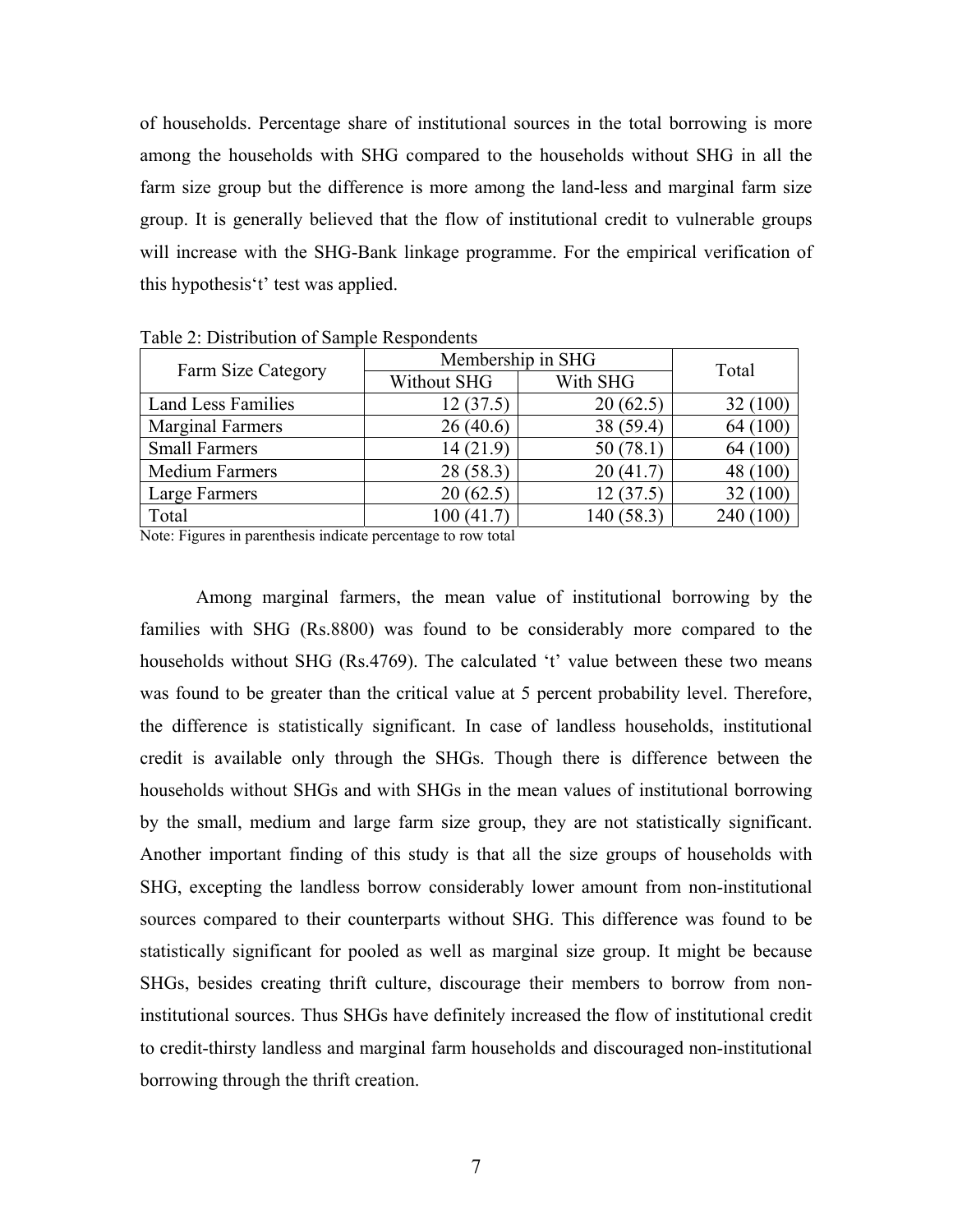of households. Percentage share of institutional sources in the total borrowing is more among the households with SHG compared to the households without SHG in all the farm size group but the difference is more among the land-less and marginal farm size group. It is generally believed that the flow of institutional credit to vulnerable groups will increase with the SHG-Bank linkage programme. For the empirical verification of this hypothesis't' test was applied.

Table 2: Distribution of Sample Respondents

| Farm Size Category | Membership in SHG | | Total |
|---|---|---|---|
| | Without SHG | With SHG | |
| Land Less Families | 12 (37.5) | 20 (62.5) | 32 (100) |
| Marginal Farmers | 26 (40.6) | 38 (59.4) | 64 (100) |
| Small Farmers | 14 (21.9) | 50 (78.1) | 64 (100) |
| Medium Farmers | 28 (58.3) | 20 (41.7) | 48 (100) |
| Large Farmers | 20 (62.5) | 12 (37.5) | 32 (100) |
| Total | 100 (41.7) | 140 (58.3) | 240 (100) |

Note: Figures in parenthesis indicate percentage to row total

Among marginal farmers, the mean value of institutional borrowing by the families with SHG (Rs.8800) was found to be considerably more compared to the households without SHG (Rs.4769). The calculated 't' value between these two means was found to be greater than the critical value at 5 percent probability level. Therefore, the difference is statistically significant. In case of landless households, institutional credit is available only through the SHGs. Though there is difference between the households without SHGs and with SHGs in the mean values of institutional borrowing by the small, medium and large farm size group, they are not statistically significant. Another important finding of this study is that all the size groups of households with SHG, excepting the landless borrow considerably lower amount from non-institutional sources compared to their counterparts without SHG. This difference was found to be statistically significant for pooled as well as marginal size group. It might be because SHGs, besides creating thrift culture, discourage their members to borrow from non-institutional sources. Thus SHGs have definitely increased the flow of institutional credit to credit-thirsty landless and marginal farm households and discouraged non-institutional borrowing through the thrift creation.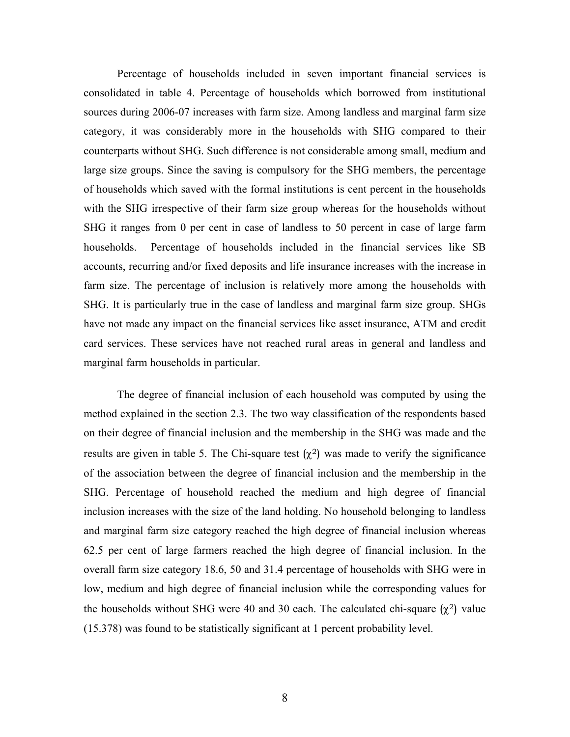Percentage of households included in seven important financial services is consolidated in table 4. Percentage of households which borrowed from institutional sources during 2006-07 increases with farm size. Among landless and marginal farm size category, it was considerably more in the households with SHG compared to their counterparts without SHG. Such difference is not considerable among small, medium and large size groups. Since the saving is compulsory for the SHG members, the percentage of households which saved with the formal institutions is cent percent in the households with the SHG irrespective of their farm size group whereas for the households without SHG it ranges from 0 per cent in case of landless to 50 percent in case of large farm households. Percentage of households included in the financial services like SB accounts, recurring and/or fixed deposits and life insurance increases with the increase in farm size. The percentage of inclusion is relatively more among the households with SHG. It is particularly true in the case of landless and marginal farm size group. SHGs have not made any impact on the financial services like asset insurance, ATM and credit card services. These services have not reached rural areas in general and landless and marginal farm households in particular.

The degree of financial inclusion of each household was computed by using the method explained in the section 2.3. The two way classification of the respondents based on their degree of financial inclusion and the membership in the SHG was made and the results are given in table 5. The Chi-square test ($\chi^2$) was made to verify the significance of the association between the degree of financial inclusion and the membership in the SHG. Percentage of household reached the medium and high degree of financial inclusion increases with the size of the land holding. No household belonging to landless and marginal farm size category reached the high degree of financial inclusion whereas 62.5 per cent of large farmers reached the high degree of financial inclusion. In the overall farm size category 18.6, 50 and 31.4 percentage of households with SHG were in low, medium and high degree of financial inclusion while the corresponding values for the households without SHG were 40 and 30 each. The calculated chi-square ($\chi^2$) value (15.378) was found to be statistically significant at 1 percent probability level.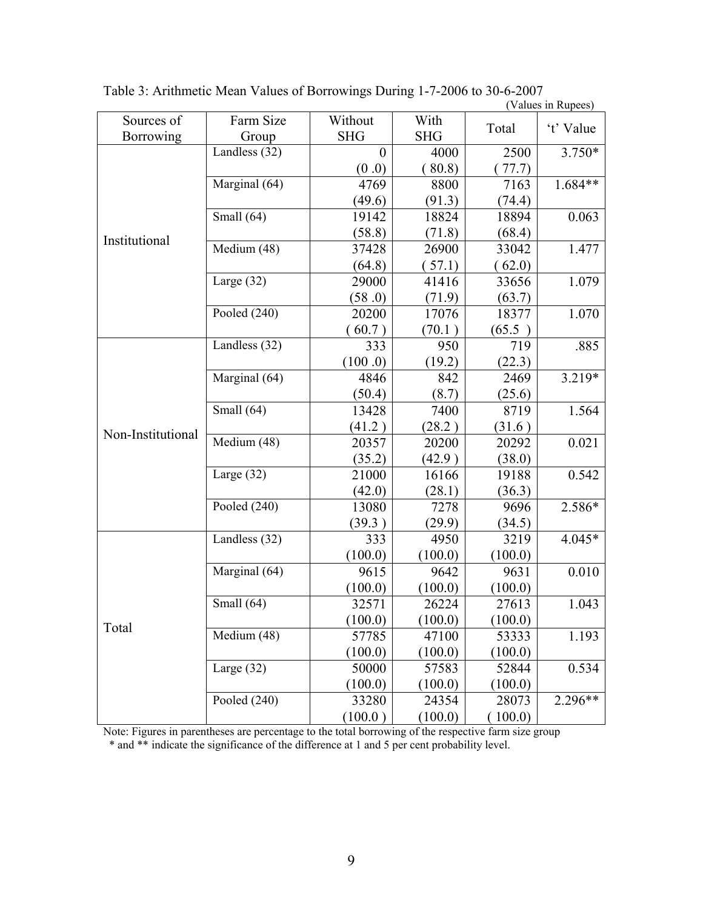Table 3: Arithmetic Mean Values of Borrowings During 1-7-2006 to 30-6-2007

(Values in Rupees)

| Sources of Borrowing | Farm Size Group | Without SHG | With SHG | Total | 't' Value |
|---|---|---|---|---|---|
| Institutional | Landless (32) | 0 (0 .0) | 4000 ( 80.8) | 2500 ( 77.7) | 3.750* |
| | Marginal (64) | 4769 (49.6) | 8800 (91.3) | 7163 (74.4) | 1.684** |
| | Small (64) | 19142 (58.8) | 18824 (71.8) | 18894 (68.4) | 0.063 |
| | Medium (48) | 37428 (64.8) | 26900 ( 57.1) | 33042 ( 62.0) | 1.477 |
| | Large (32) | 29000 (58 .0) | 41416 (71.9) | 33656 (63.7) | 1.079 |
| | Pooled (240) | 20200 ( 60.7 ) | 17076 (70.1 ) | 18377 (65.5 ) | 1.070 |
| Non-Institutional | Landless (32) | 333 (100 .0) | 950 (19.2) | 719 (22.3) | .885 |
| | Marginal (64) | 4846 (50.4) | 842 (8.7) | 2469 (25.6) | 3.219* |
| | Small (64) | 13428 (41.2 ) | 7400 (28.2 ) | 8719 (31.6 ) | 1.564 |
| | Medium (48) | 20357 (35.2) | 20200 (42.9 ) | 20292 (38.0) | 0.021 |
| | Large (32) | 21000 (42.0) | 16166 (28.1) | 19188 (36.3) | 0.542 |
| | Pooled (240) | 13080 (39.3 ) | 7278 (29.9) | 9696 (34.5) | 2.586* |
| Total | Landless (32) | 333 (100.0) | 4950 (100.0) | 3219 (100.0) | 4.045* |
| | Marginal (64) | 9615 (100.0) | 9642 (100.0) | 9631 (100.0) | 0.010 |
| | Small (64) | 32571 (100.0) | 26224 (100.0) | 27613 (100.0) | 1.043 |
| | Medium (48) | 57785 (100.0) | 47100 (100.0) | 53333 (100.0) | 1.193 |
| | Large (32) | 50000 (100.0) | 57583 (100.0) | 52844 (100.0) | 0.534 |
| | Pooled (240) | 33280 (100.0 ) | 24354 (100.0) | 28073 ( 100.0) | 2.296** |

Note: Figures in parentheses are percentage to the total borrowing of the respective farm size group

\* and ** indicate the significance of the difference at 1 and 5 per cent probability level.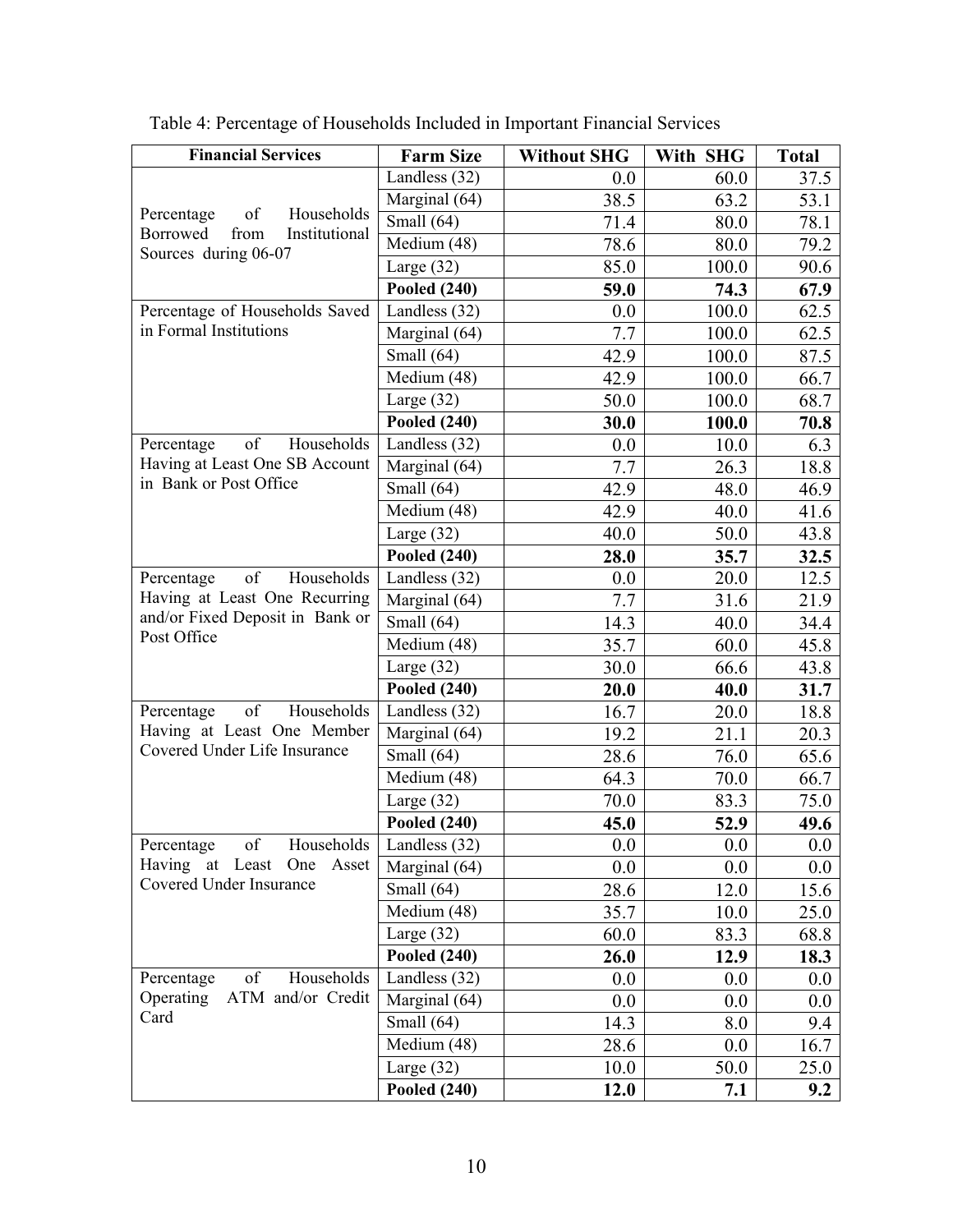Table 4: Percentage of Households Included in Important Financial Services

| Financial Services | Farm Size | Without SHG | With SHG | Total |
|---|---|---|---|---|
| Percentage of Households Borrowed from Institutional Sources during 06-07 | Landless (32) | 0.0 | 60.0 | 37.5 |
| | Marginal (64) | 38.5 | 63.2 | 53.1 |
| | Small (64) | 71.4 | 80.0 | 78.1 |
| | Medium (48) | 78.6 | 80.0 | 79.2 |
| | Large (32) | 85.0 | 100.0 | 90.6 |
| | **Pooled (240)** | **59.0** | **74.3** | **67.9** |
| Percentage of Households Saved in Formal Institutions | Landless (32) | 0.0 | 100.0 | 62.5 |
| | Marginal (64) | 7.7 | 100.0 | 62.5 |
| | Small (64) | 42.9 | 100.0 | 87.5 |
| | Medium (48) | 42.9 | 100.0 | 66.7 |
| | Large (32) | 50.0 | 100.0 | 68.7 |
| | **Pooled (240)** | **30.0** | **100.0** | **70.8** |
| Percentage of Households Having at Least One SB Account in Bank or Post Office | Landless (32) | 0.0 | 10.0 | 6.3 |
| | Marginal (64) | 7.7 | 26.3 | 18.8 |
| | Small (64) | 42.9 | 48.0 | 46.9 |
| | Medium (48) | 42.9 | 40.0 | 41.6 |
| | Large (32) | 40.0 | 50.0 | 43.8 |
| | **Pooled (240)** | **28.0** | **35.7** | **32.5** |
| Percentage of Households Having at Least One Recurring and/or Fixed Deposit in Bank or Post Office | Landless (32) | 0.0 | 20.0 | 12.5 |
| | Marginal (64) | 7.7 | 31.6 | 21.9 |
| | Small (64) | 14.3 | 40.0 | 34.4 |
| | Medium (48) | 35.7 | 60.0 | 45.8 |
| | Large (32) | 30.0 | 66.6 | 43.8 |
| | **Pooled (240)** | **20.0** | **40.0** | **31.7** |
| Percentage of Households Having at Least One Member Covered Under Life Insurance | Landless (32) | 16.7 | 20.0 | 18.8 |
| | Marginal (64) | 19.2 | 21.1 | 20.3 |
| | Small (64) | 28.6 | 76.0 | 65.6 |
| | Medium (48) | 64.3 | 70.0 | 66.7 |
| | Large (32) | 70.0 | 83.3 | 75.0 |
| | **Pooled (240)** | **45.0** | **52.9** | **49.6** |
| Percentage of Households Having at Least One Asset Covered Under Insurance | Landless (32) | 0.0 | 0.0 | 0.0 |
| | Marginal (64) | 0.0 | 0.0 | 0.0 |
| | Small (64) | 28.6 | 12.0 | 15.6 |
| | Medium (48) | 35.7 | 10.0 | 25.0 |
| | Large (32) | 60.0 | 83.3 | 68.8 |
| | **Pooled (240)** | **26.0** | **12.9** | **18.3** |
| Percentage of Households Operating ATM and/or Credit Card | Landless (32) | 0.0 | 0.0 | 0.0 |
| | Marginal (64) | 0.0 | 0.0 | 0.0 |
| | Small (64) | 14.3 | 8.0 | 9.4 |
| | Medium (48) | 28.6 | 0.0 | 16.7 |
| | Large (32) | 10.0 | 50.0 | 25.0 |
| | **Pooled (240)** | **12.0** | **7.1** | **9.2** |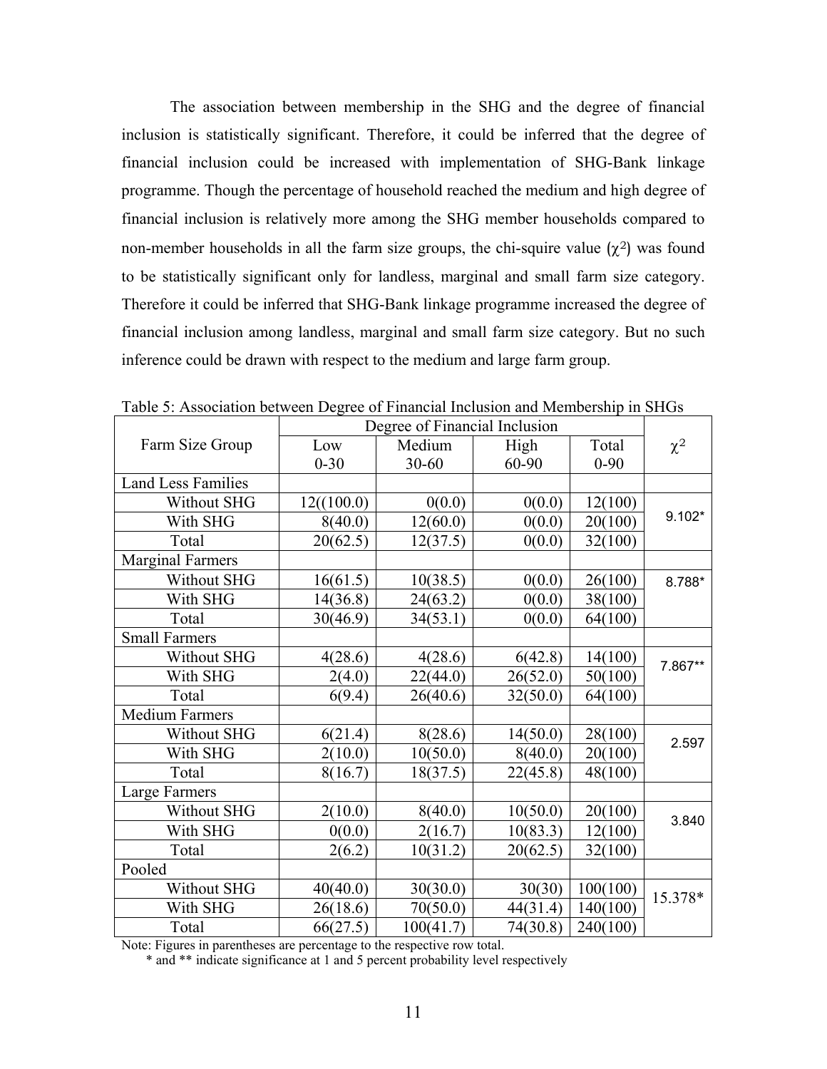The association between membership in the SHG and the degree of financial inclusion is statistically significant. Therefore, it could be inferred that the degree of financial inclusion could be increased with implementation of SHG-Bank linkage programme. Though the percentage of household reached the medium and high degree of financial inclusion is relatively more among the SHG member households compared to non-member households in all the farm size groups, the chi-squire value ($\chi^2$) was found to be statistically significant only for landless, marginal and small farm size category. Therefore it could be inferred that SHG-Bank linkage programme increased the degree of financial inclusion among landless, marginal and small farm size category. But no such inference could be drawn with respect to the medium and large farm group.

Table 5: Association between Degree of Financial Inclusion and Membership in SHGs

| Farm Size Group | Degree of Financial Inclusion | | | | $\chi^2$ |
|---|---|---|---|---|---|
| | Low 0-30 | Medium 30-60 | High 60-90 | Total 0-90 | |
| Land Less Families | | | | | |
| Without SHG | 12((100.0) | 0(0.0) | 0(0.0) | 12(100) | 9.102* |
| With SHG | 8(40.0) | 12(60.0) | 0(0.0) | 20(100) | |
| Total | 20(62.5) | 12(37.5) | 0(0.0) | 32(100) | |
| Marginal Farmers | | | | | |
| Without SHG | 16(61.5) | 10(38.5) | 0(0.0) | 26(100) | 8.788* |
| With SHG | 14(36.8) | 24(63.2) | 0(0.0) | 38(100) | |
| Total | 30(46.9) | 34(53.1) | 0(0.0) | 64(100) | |
| Small Farmers | | | | | |
| Without SHG | 4(28.6) | 4(28.6) | 6(42.8) | 14(100) | 7.867** |
| With SHG | 2(4.0) | 22(44.0) | 26(52.0) | 50(100) | |
| Total | 6(9.4) | 26(40.6) | 32(50.0) | 64(100) | |
| Medium Farmers | | | | | |
| Without SHG | 6(21.4) | 8(28.6) | 14(50.0) | 28(100) | 2.597 |
| With SHG | 2(10.0) | 10(50.0) | 8(40.0) | 20(100) | |
| Total | 8(16.7) | 18(37.5) | 22(45.8) | 48(100) | |
| Large Farmers | | | | | |
| Without SHG | 2(10.0) | 8(40.0) | 10(50.0) | 20(100) | 3.840 |
| With SHG | 0(0.0) | 2(16.7) | 10(83.3) | 12(100) | |
| Total | 2(6.2) | 10(31.2) | 20(62.5) | 32(100) | |
| Pooled | | | | | |
| Without SHG | 40(40.0) | 30(30.0) | 30(30) | 100(100) | 15.378* |
| With SHG | 26(18.6) | 70(50.0) | 44(31.4) | 140(100) | |
| Total | 66(27.5) | 100(41.7) | 74(30.8) | 240(100) | |

Note: Figures in parentheses are percentage to the respective row total.

\* and ** indicate significance at 1 and 5 percent probability level respectively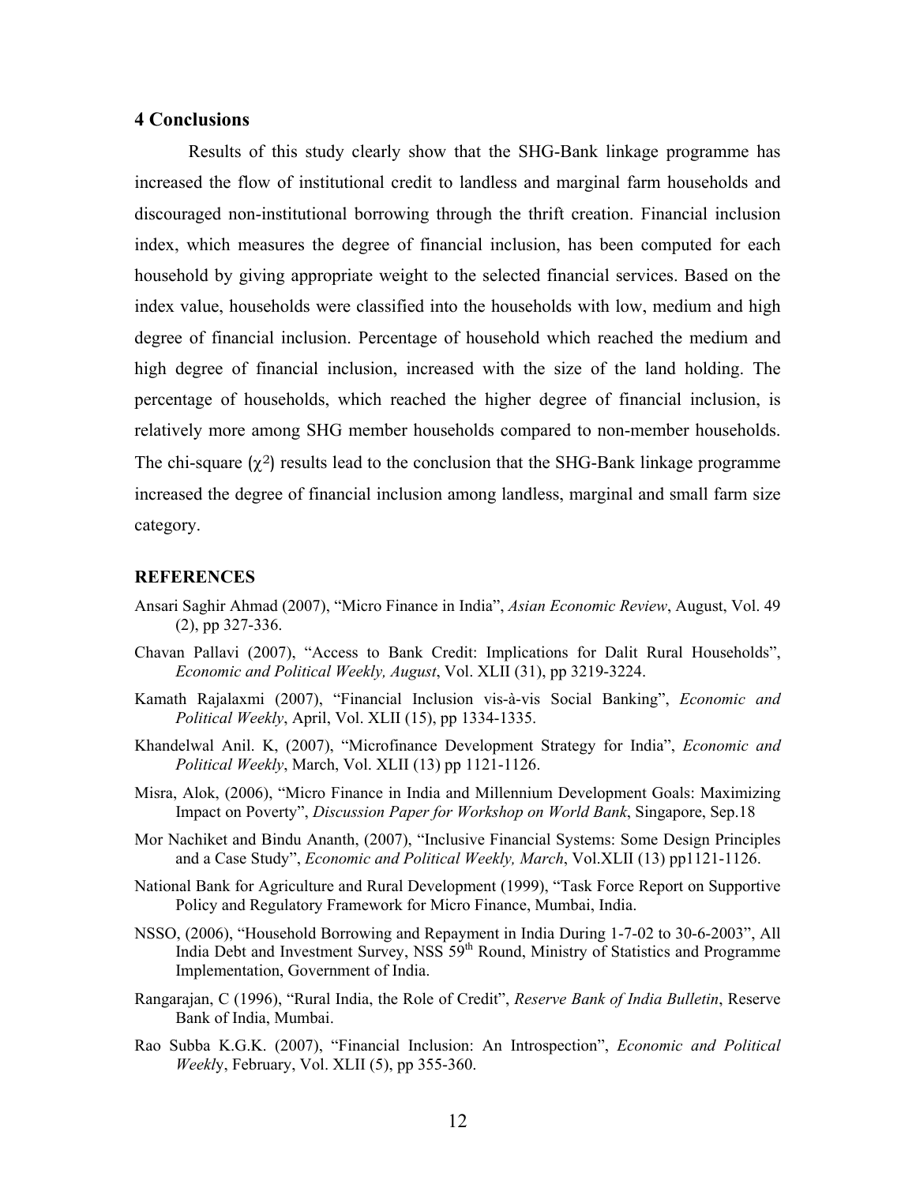## 4 Conclusions

Results of this study clearly show that the SHG-Bank linkage programme has increased the flow of institutional credit to landless and marginal farm households and discouraged non-institutional borrowing through the thrift creation. Financial inclusion index, which measures the degree of financial inclusion, has been computed for each household by giving appropriate weight to the selected financial services. Based on the index value, households were classified into the households with low, medium and high degree of financial inclusion. Percentage of household which reached the medium and high degree of financial inclusion, increased with the size of the land holding. The percentage of households, which reached the higher degree of financial inclusion, is relatively more among SHG member households compared to non-member households. The chi-square ($\chi^2$) results lead to the conclusion that the SHG-Bank linkage programme increased the degree of financial inclusion among landless, marginal and small farm size category.

## REFERENCES

Ansari Saghir Ahmad (2007), "Micro Finance in India", *Asian Economic Review*, August, Vol. 49 (2), pp 327-336.

Chavan Pallavi (2007), "Access to Bank Credit: Implications for Dalit Rural Households", *Economic and Political Weekly, August*, Vol. XLII (31), pp 3219-3224.

Kamath Rajalaxmi (2007), "Financial Inclusion vis-à-vis Social Banking", *Economic and Political Weekly*, April, Vol. XLII (15), pp 1334-1335.

Khandelwal Anil. K, (2007), "Microfinance Development Strategy for India", *Economic and Political Weekly*, March, Vol. XLII (13) pp 1121-1126.

Misra, Alok, (2006), "Micro Finance in India and Millennium Development Goals: Maximizing Impact on Poverty", *Discussion Paper for Workshop on World Bank*, Singapore, Sep.18

Mor Nachiket and Bindu Ananth, (2007), "Inclusive Financial Systems: Some Design Principles and a Case Study", *Economic and Political Weekly, March*, Vol.XLII (13) pp1121-1126.

National Bank for Agriculture and Rural Development (1999), "Task Force Report on Supportive Policy and Regulatory Framework for Micro Finance, Mumbai, India.

NSSO, (2006), "Household Borrowing and Repayment in India During 1-7-02 to 30-6-2003", All India Debt and Investment Survey, NSS 59th Round, Ministry of Statistics and Programme Implementation, Government of India.

Rangarajan, C (1996), "Rural India, the Role of Credit", *Reserve Bank of India Bulletin*, Reserve Bank of India, Mumbai.

Rao Subba K.G.K. (2007), "Financial Inclusion: An Introspection", *Economic and Political Weekly*, February, Vol. XLII (5), pp 355-360.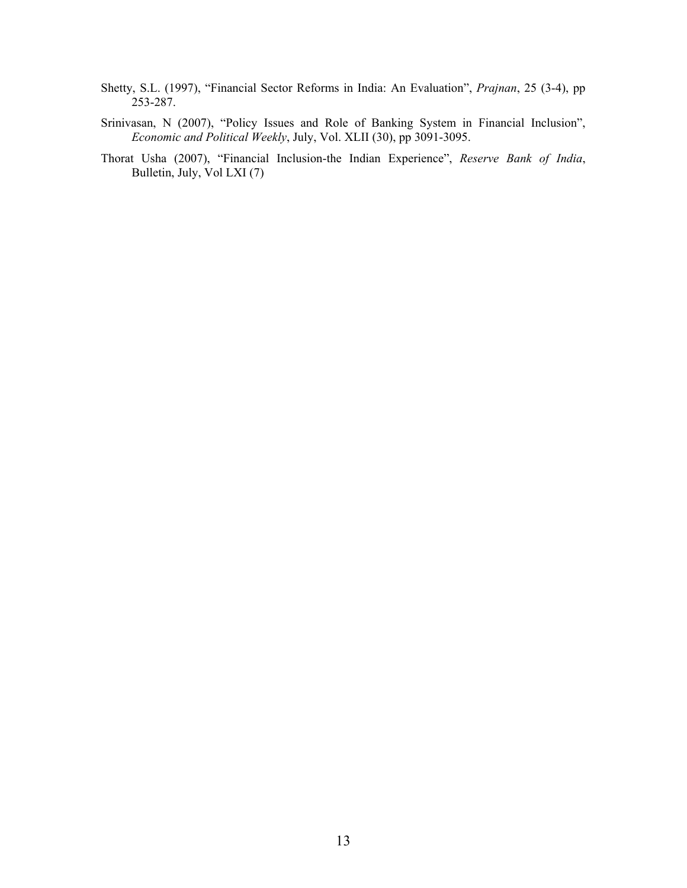Shetty, S.L. (1997), “Financial Sector Reforms in India: An Evaluation”, *Prajnan*, 25 (3-4), pp 253-287.

Srinivasan, N (2007), “Policy Issues and Role of Banking System in Financial Inclusion”, *Economic and Political Weekly*, July, Vol. XLII (30), pp 3091-3095.

Thorat Usha (2007), “Financial Inclusion-the Indian Experience”, *Reserve Bank of India*, Bulletin, July, Vol LXI (7)